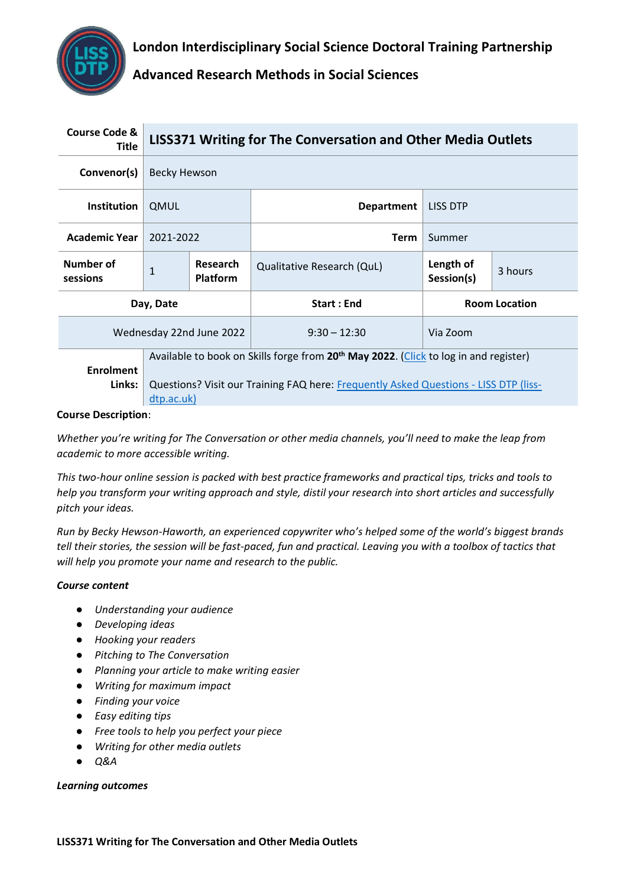# London Interdisciplinary Social Science Doctoral Training Partnership

## Advanced Research Methods in Social Sciences

| **Course Code & Title** | **LISS371 Writing for The Conversation and Other Media Outlets** | | | | |
|---|---|---|---|---|---|
| **Convenor(s)** | Becky Hewson | | | | |
| **Institution** | QMUL | | **Department** | LISS DTP | |
| **Academic Year** | 2021-2022 | | **Term** | Summer | |
| **Number of sessions** | 1 | **Research Platform** | Qualitative Research (QuL) | **Length of Session(s)** | 3 hours |
| **Day, Date** | | | **Start : End** | **Room Location** | |
| Wednesday 22nd June 2022 | | | 9:30 – 12:30 | Via Zoom | |
| **Enrolment Links:** | Available to book on Skills forge from **20th May 2022**. (Click to log in and register)<br><br>Questions? Visit our Training FAQ here: Frequently Asked Questions - LISS DTP (liss-dtp.ac.uk) | | | | |

**Course Description**:

*Whether you're writing for The Conversation or other media channels, you'll need to make the leap from academic to more accessible writing.*

*This two-hour online session is packed with best practice frameworks and practical tips, tricks and tools to help you transform your writing approach and style, distil your research into short articles and successfully pitch your ideas.*

*Run by Becky Hewson-Haworth, an experienced copywriter who's helped some of the world's biggest brands tell their stories, the session will be fast-paced, fun and practical. Leaving you with a toolbox of tactics that will help you promote your name and research to the public.*

***Course content***

- *Understanding your audience*
- *Developing ideas*
- *Hooking your readers*
- *Pitching to The Conversation*
- *Planning your article to make writing easier*
- *Writing for maximum impact*
- *Finding your voice*
- *Easy editing tips*
- *Free tools to help you perfect your piece*
- *Writing for other media outlets*
- *Q&A*

***Learning outcomes***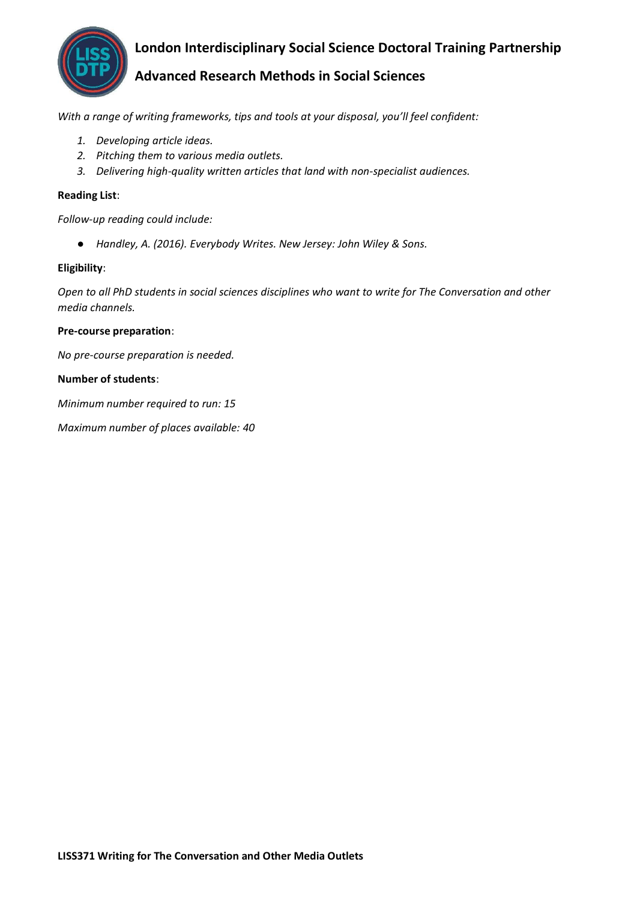*With a range of writing frameworks, tips and tools at your disposal, you'll feel confident:*

1. *Developing article ideas.*
2. *Pitching them to various media outlets.*
3. *Delivering high-quality written articles that land with non-specialist audiences.*

**Reading List**:

*Follow-up reading could include:*

- *Handley, A. (2016). Everybody Writes. New Jersey: John Wiley & Sons.*

**Eligibility**:

*Open to all PhD students in social sciences disciplines who want to write for The Conversation and other media channels.*

**Pre-course preparation**:

*No pre-course preparation is needed.*

**Number of students**:

*Minimum number required to run: 15*

*Maximum number of places available: 40*